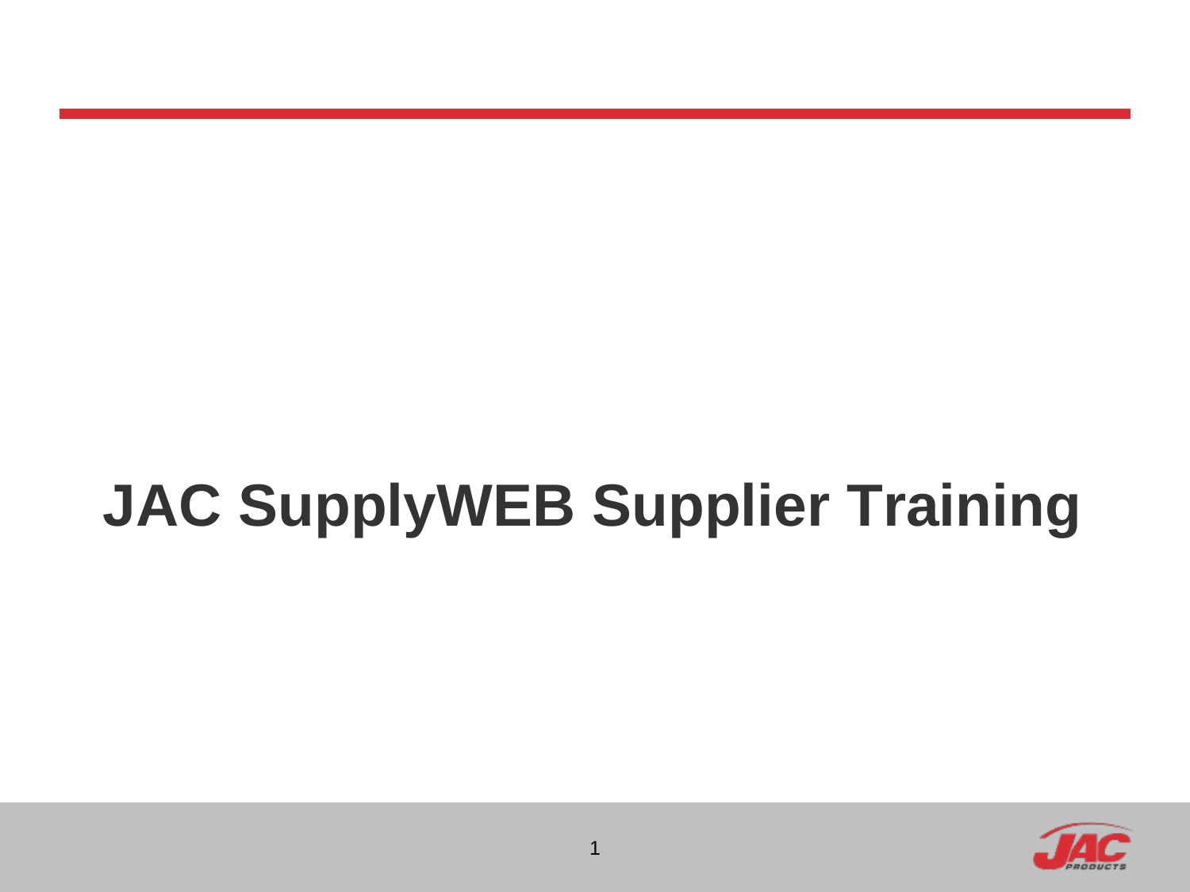# JAC SupplyWEB Supplier Training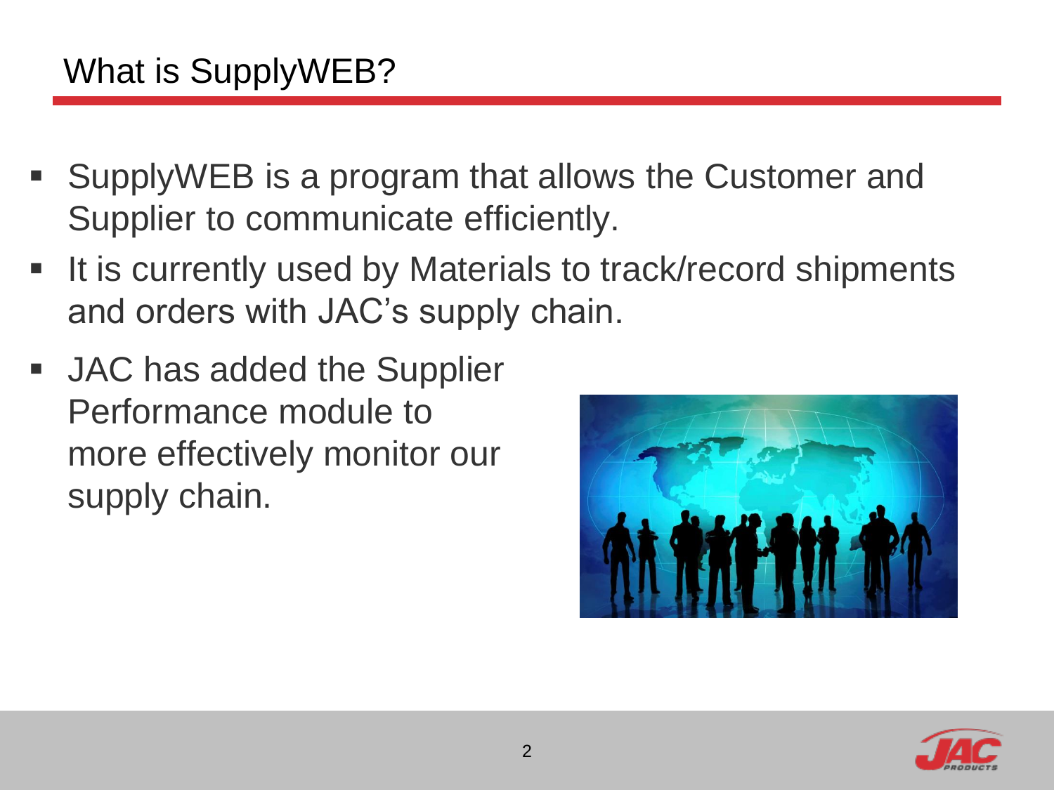# What is SupplyWEB?

- SupplyWEB is a program that allows the Customer and Supplier to communicate efficiently.
- It is currently used by Materials to track/record shipments and orders with JAC's supply chain.
- JAC has added the Supplier Performance module to more effectively monitor our supply chain.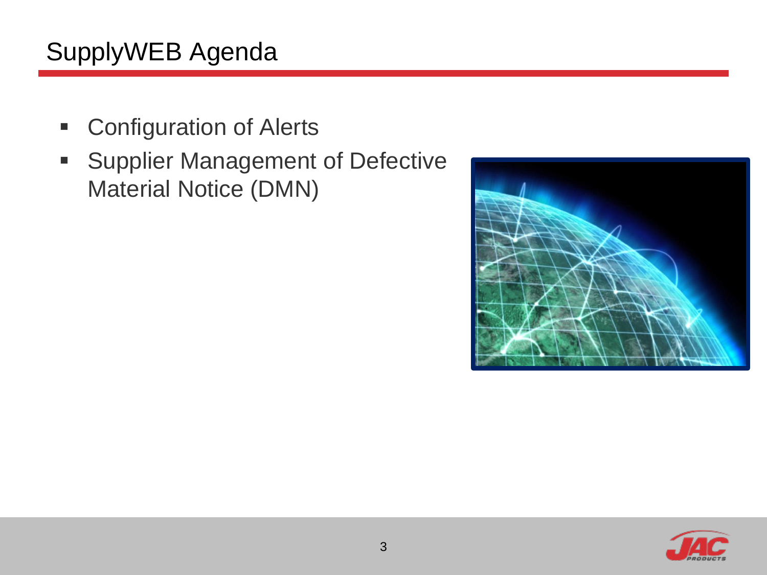# SupplyWEB Agenda

- Configuration of Alerts
- Supplier Management of Defective Material Notice (DMN)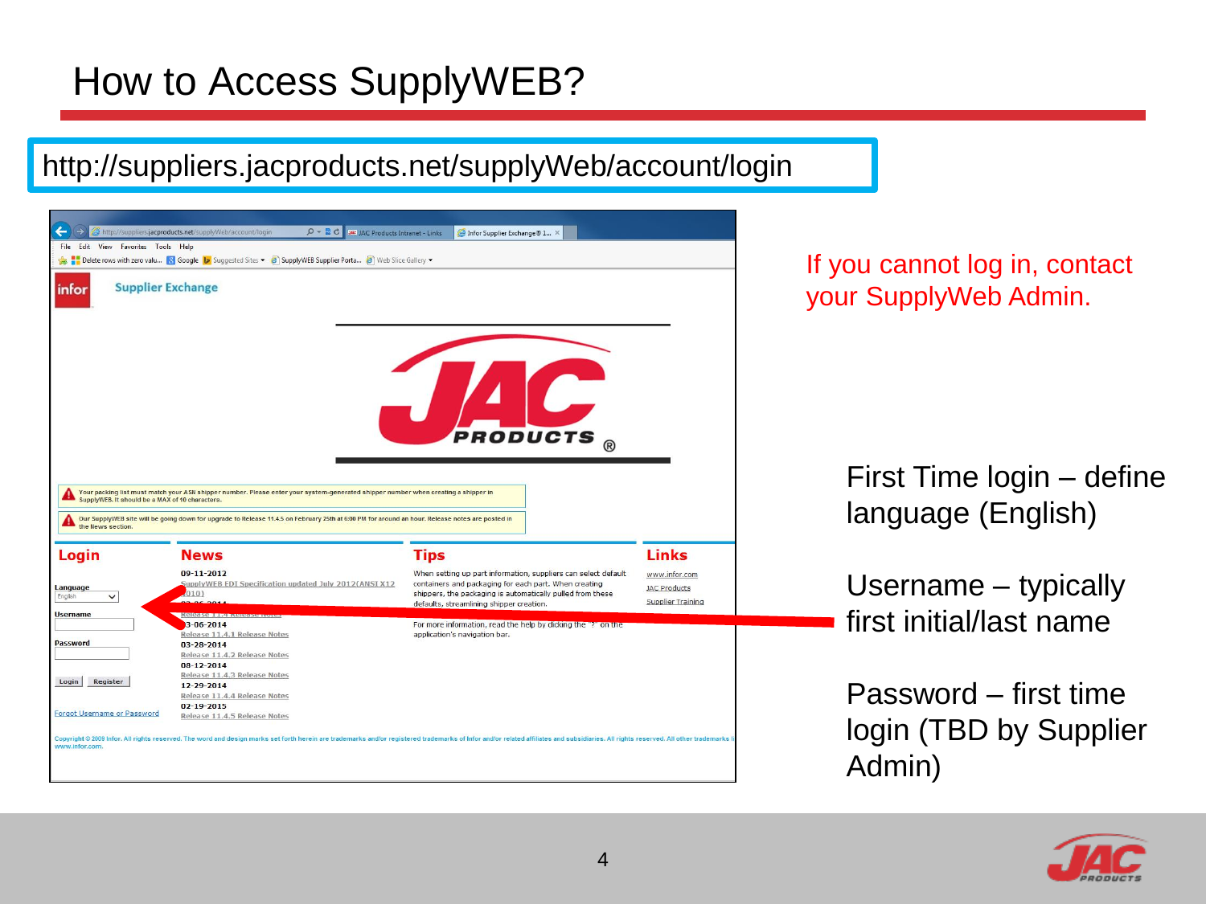# How to Access SupplyWEB?

http://suppliers.jacproducts.net/supplyWeb/account/login

If you cannot log in, contact your SupplyWeb Admin.

First Time login – define language (English)

Username – typically first initial/last name

Password – first time login (TBD by Supplier Admin)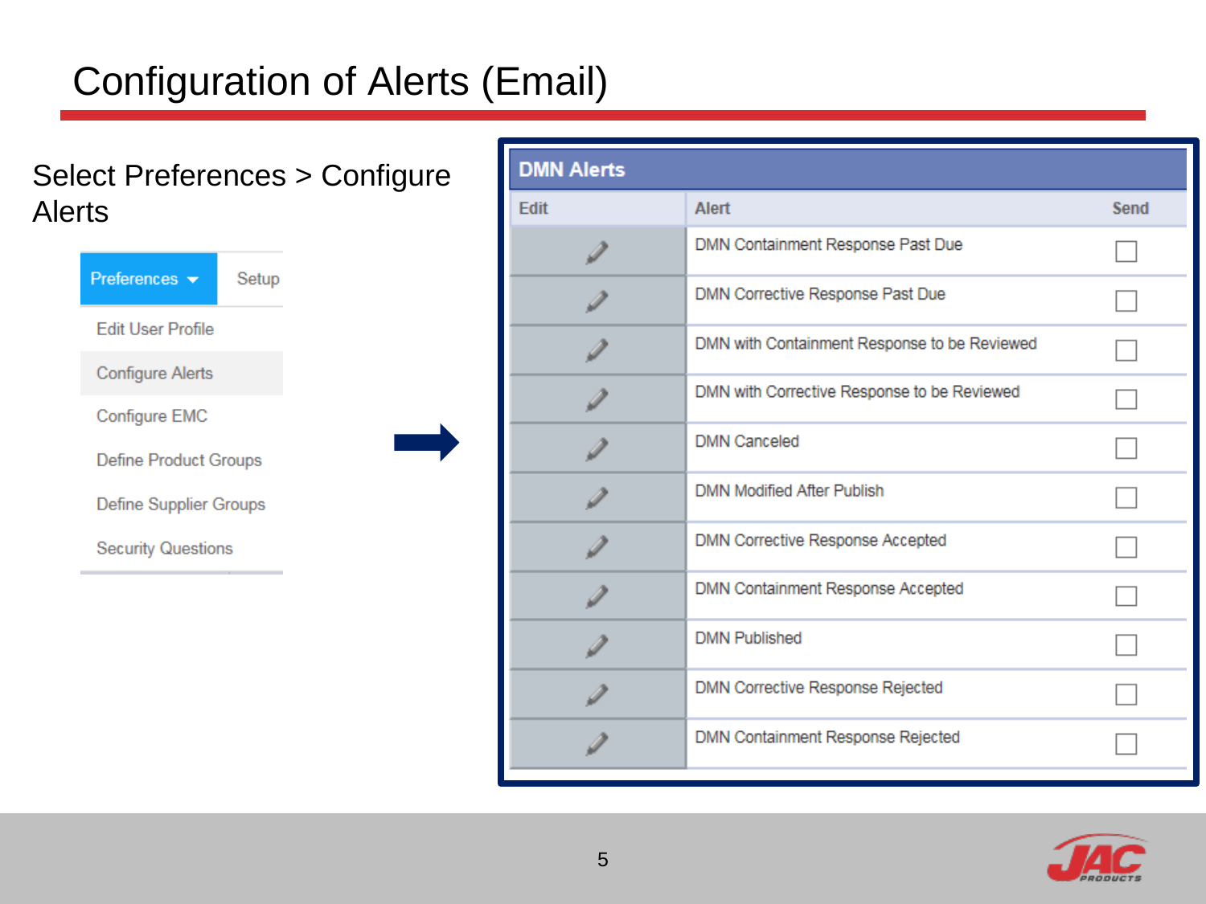# Configuration of Alerts (Email)

Select Preferences > Configure Alerts

- Preferences
- Setup
- Edit User Profile
- Configure Alerts
- Configure EMC
- Define Product Groups
- Define Supplier Groups
- Security Questions

**DMN Alerts**

| Edit | Alert | Send |
|---|---|---|
| ✎ | DMN Containment Response Past Due | ☐ |
| ✎ | DMN Corrective Response Past Due | ☐ |
| ✎ | DMN with Containment Response to be Reviewed | ☐ |
| ✎ | DMN with Corrective Response to be Reviewed | ☐ |
| ✎ | DMN Canceled | ☐ |
| ✎ | DMN Modified After Publish | ☐ |
| ✎ | DMN Corrective Response Accepted | ☐ |
| ✎ | DMN Containment Response Accepted | ☐ |
| ✎ | DMN Published | ☐ |
| ✎ | DMN Corrective Response Rejected | ☐ |
| ✎ | DMN Containment Response Rejected | ☐ |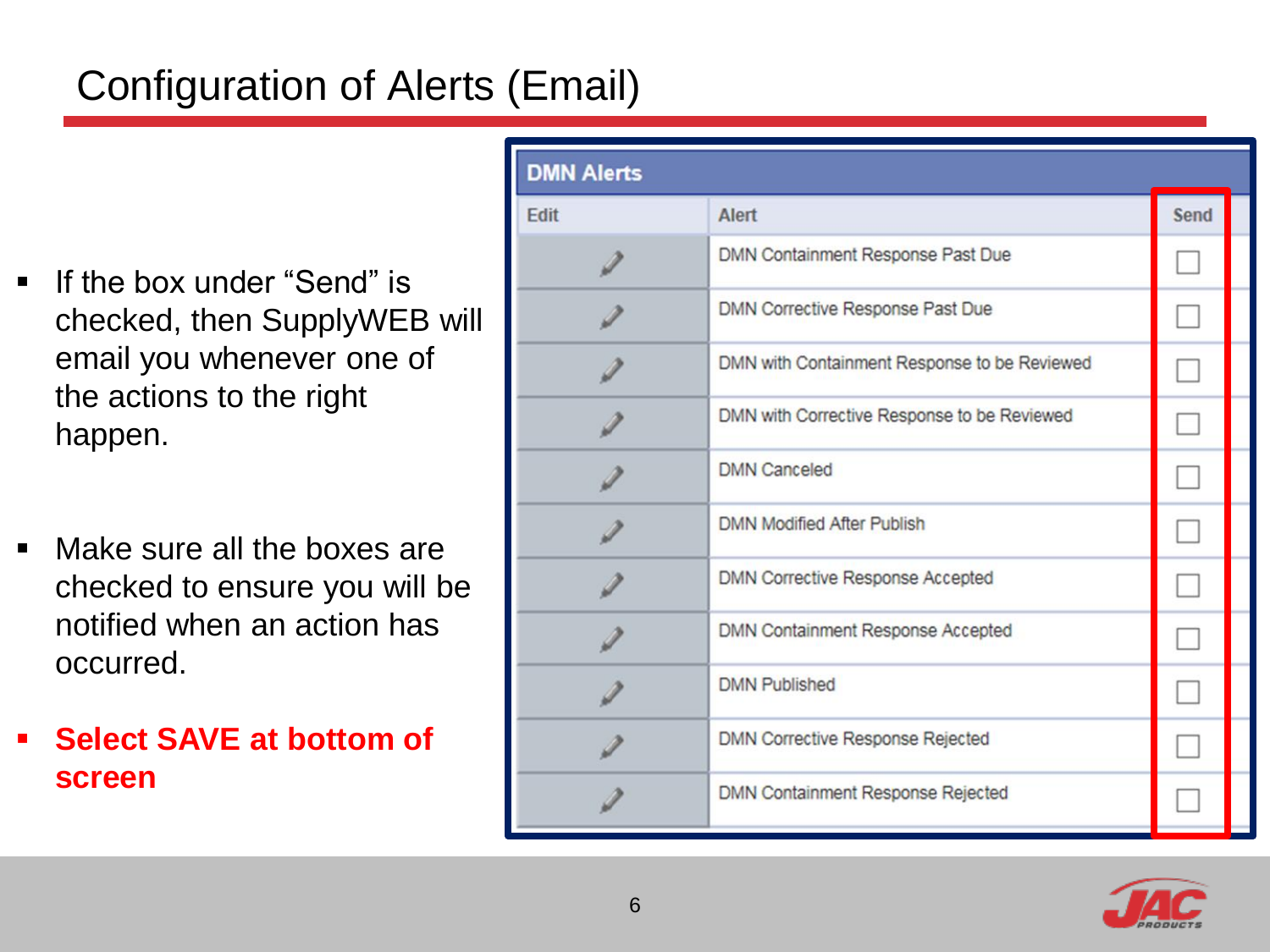# Configuration of Alerts (Email)

- If the box under “Send” is checked, then SupplyWEB will email you whenever one of the actions to the right happen.
- Make sure all the boxes are checked to ensure you will be notified when an action has occurred.
- **Select SAVE at bottom of screen**

**DMN Alerts**

| Edit | Alert | Send |
|---|---|---|
| | DMN Containment Response Past Due | ☐ |
| | DMN Corrective Response Past Due | ☐ |
| | DMN with Containment Response to be Reviewed | ☐ |
| | DMN with Corrective Response to be Reviewed | ☐ |
| | DMN Canceled | ☐ |
| | DMN Modified After Publish | ☐ |
| | DMN Corrective Response Accepted | ☐ |
| | DMN Containment Response Accepted | ☐ |
| | DMN Published | ☐ |
| | DMN Corrective Response Rejected | ☐ |
| | DMN Containment Response Rejected | ☐ |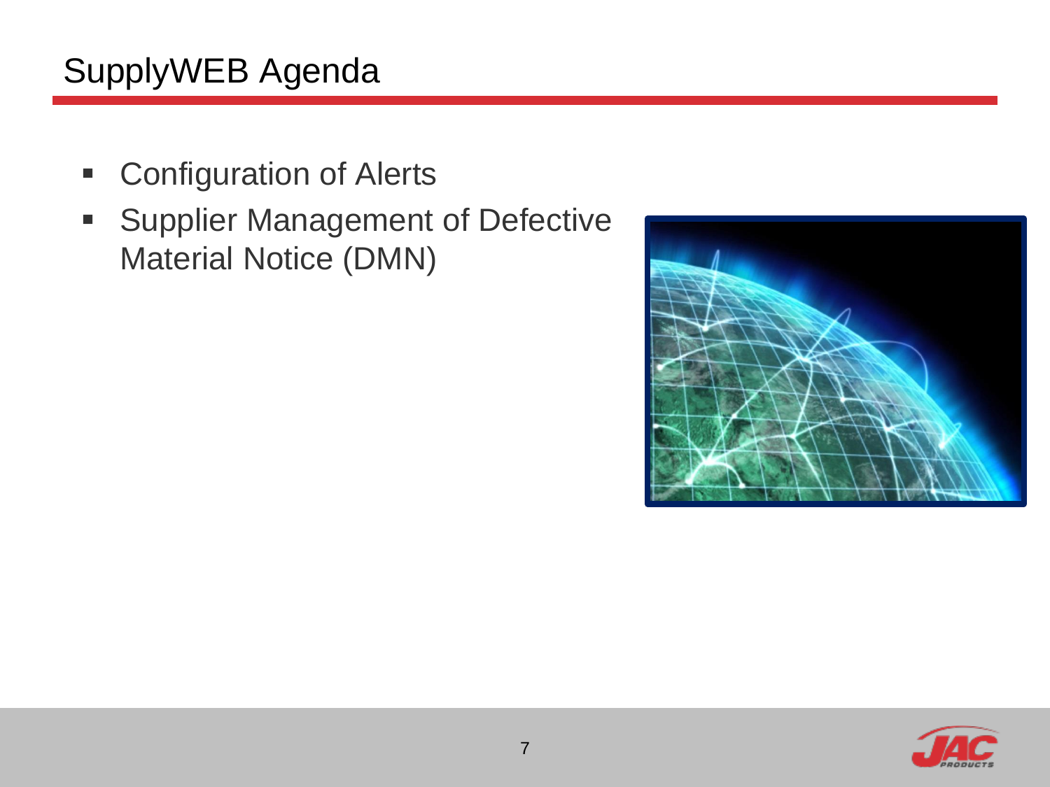# SupplyWEB Agenda

- Configuration of Alerts
- Supplier Management of Defective Material Notice (DMN)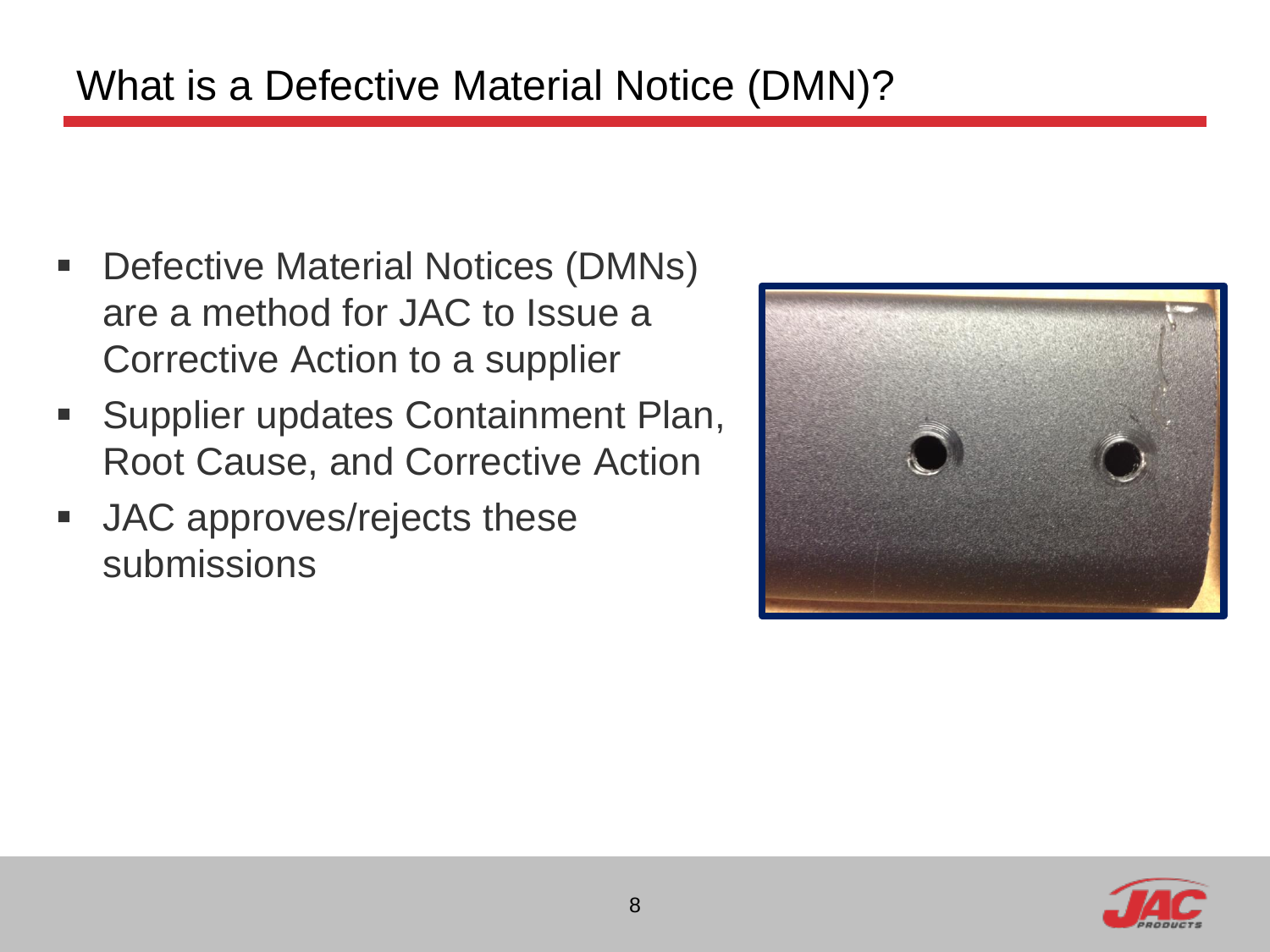# What is a Defective Material Notice (DMN)?

- Defective Material Notices (DMNs) are a method for JAC to Issue a Corrective Action to a supplier
- Supplier updates Containment Plan, Root Cause, and Corrective Action
- JAC approves/rejects these submissions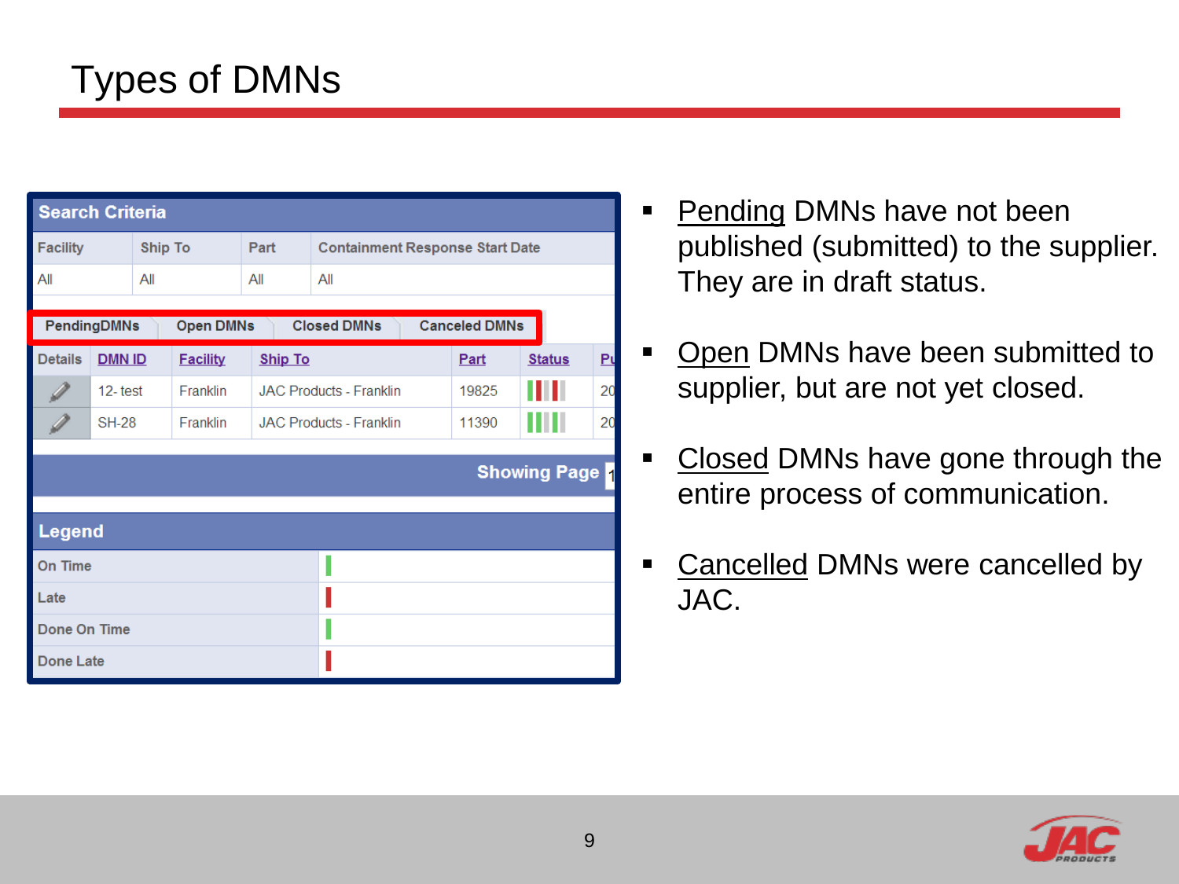# Types of DMNs

**Search Criteria**

| Facility | Ship To | Part | Containment Response Start Date |
|---|---|---|---|
| All | All | All | All |

PendingDMNs | Open DMNs | Closed DMNs | Canceled DMNs

| Details | DMN ID | Facility | Ship To | Part | Status | Pu |
|---|---|---|---|---|---|---|
| | 12- test | Franklin | JAC Products - Franklin | 19825 | | 20 |
| | SH-28 | Franklin | JAC Products - Franklin | 11390 | | 20 |

Showing Page 1

**Legend**

| | |
|---|---|
| On Time | |
| Late | |
| Done On Time | |
| Done Late | |

- Pending DMNs have not been published (submitted) to the supplier. They are in draft status.
- Open DMNs have been submitted to supplier, but are not yet closed.
- Closed DMNs have gone through the entire process of communication.
- Cancelled DMNs were cancelled by JAC.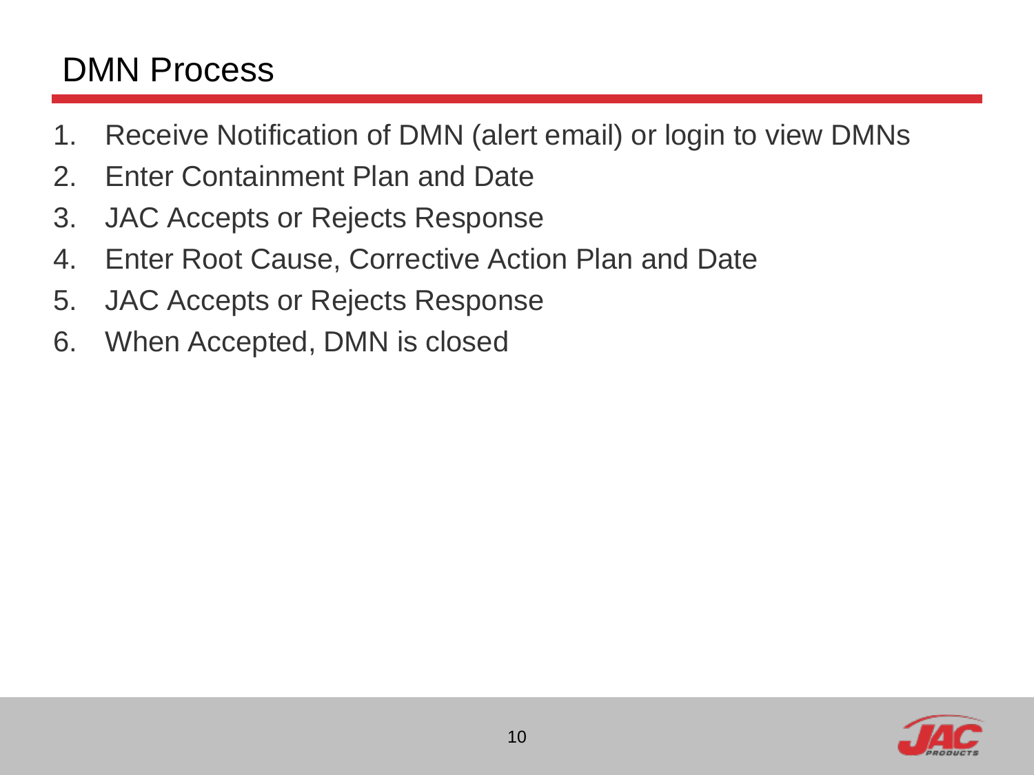# DMN Process

1. Receive Notification of DMN (alert email) or login to view DMNs
2. Enter Containment Plan and Date
3. JAC Accepts or Rejects Response
4. Enter Root Cause, Corrective Action Plan and Date
5. JAC Accepts or Rejects Response
6. When Accepted, DMN is closed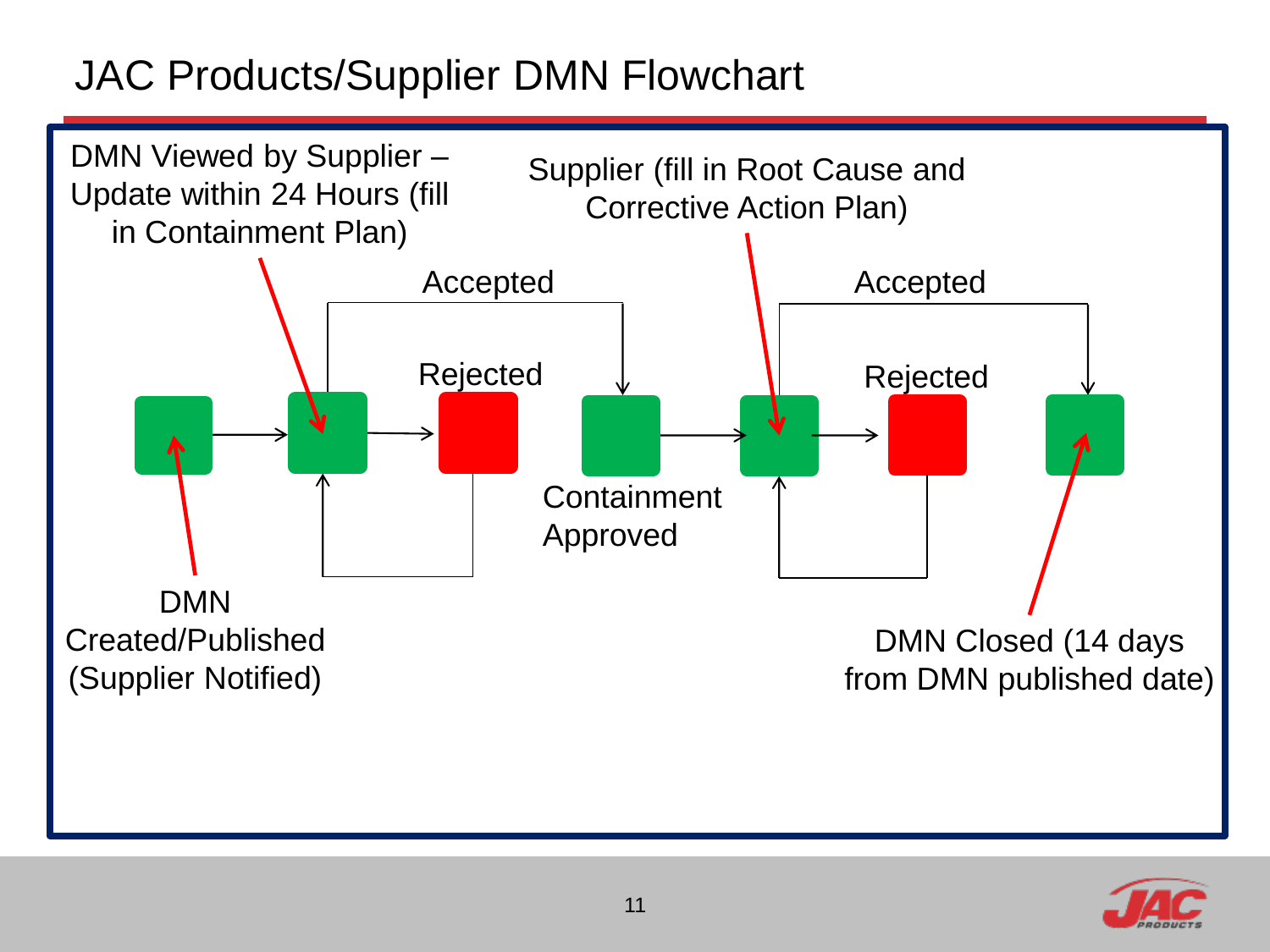# JAC Products/Supplier DMN Flowchart

DMN Viewed by Supplier – Update within 24 Hours (fill in Containment Plan)

Supplier (fill in Root Cause and Corrective Action Plan)

Accepted

Accepted

Rejected

Rejected

Containment Approved

DMN Created/Published (Supplier Notified)

DMN Closed (14 days from DMN published date)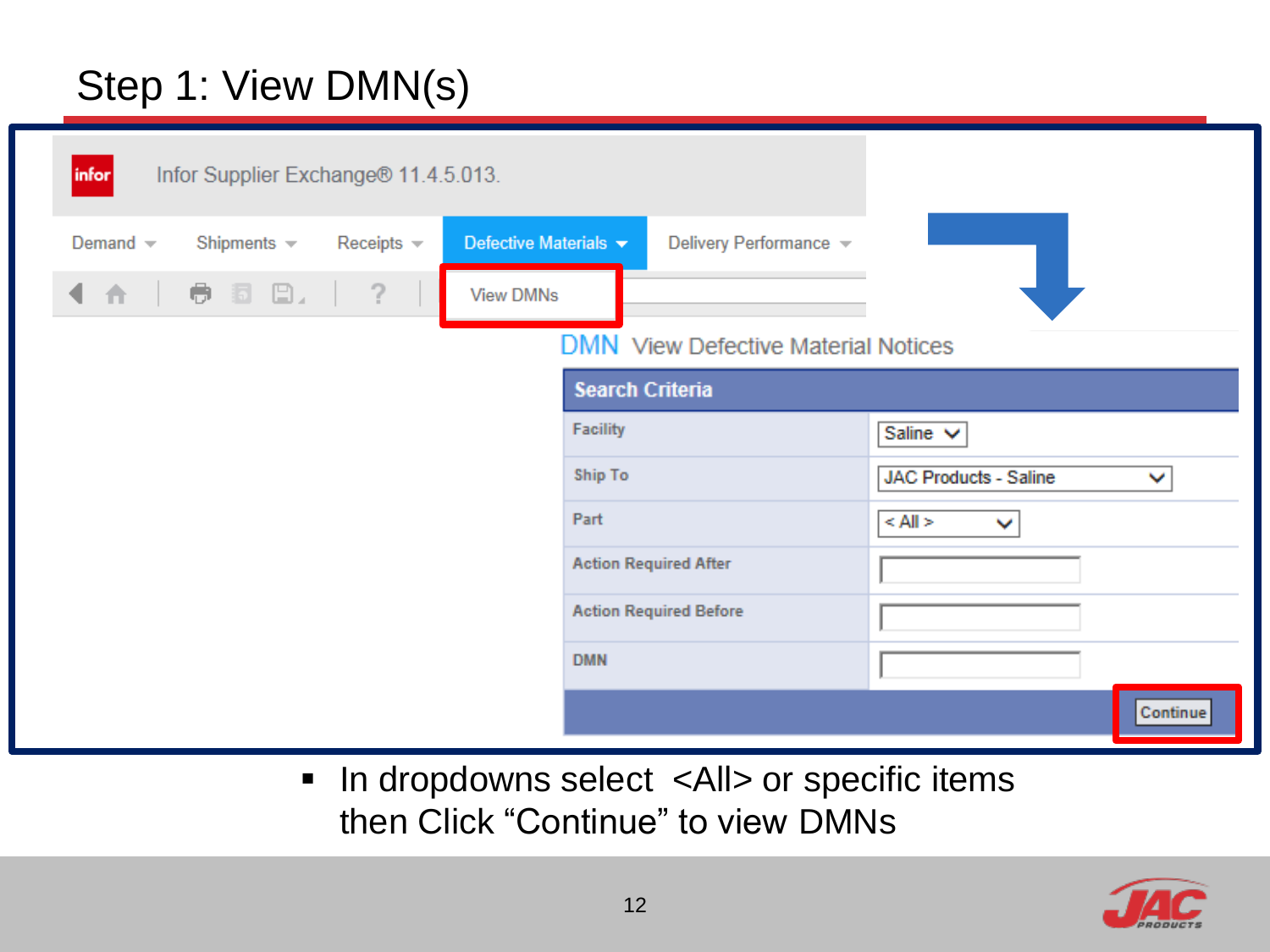# Step 1: View DMN(s)

Infor Supplier Exchange® 11.4.5.013.

Demand | Shipments | Receipts | Defective Materials | Delivery Performance

View DMNs

DMN View Defective Material Notices

| Search Criteria | |
|---|---|
| Facility | Saline |
| Ship To | JAC Products - Saline |
| Part | < All > |
| Action Required After | |
| Action Required Before | |
| DMN | |

Continue

- In dropdowns select <All> or specific items then Click "Continue" to view DMNs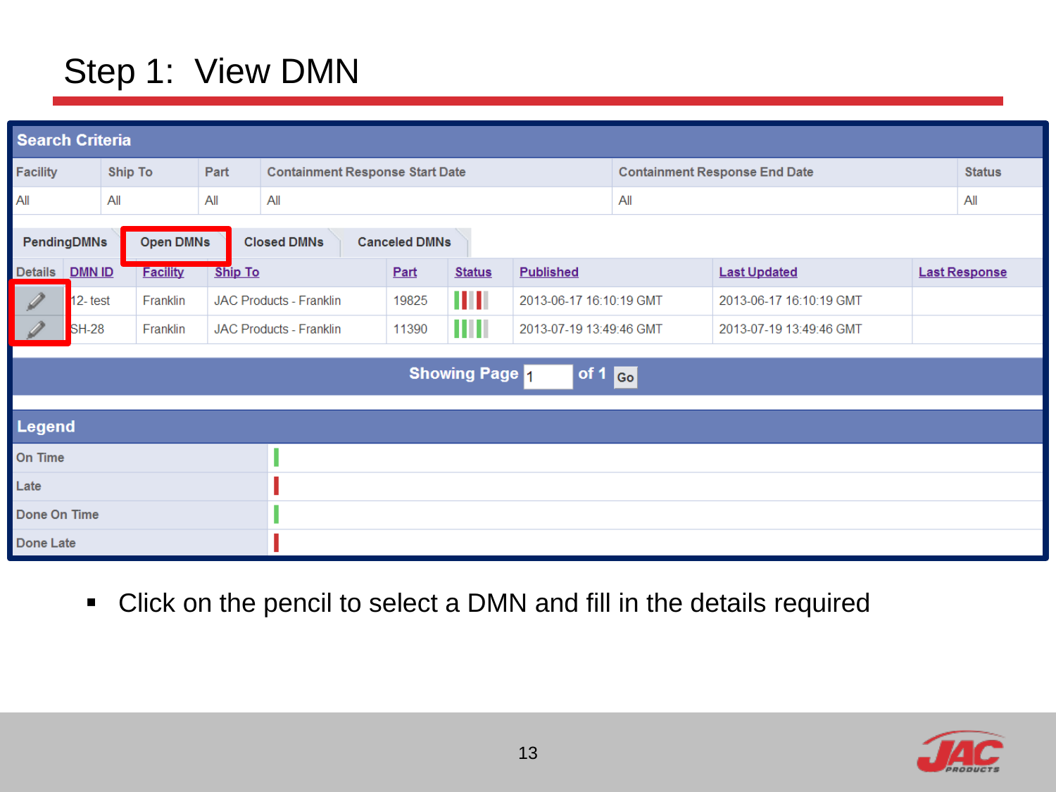# Step 1: View DMN

**Search Criteria**

| Facility | Ship To | Part | Containment Response Start Date | Containment Response End Date | Status |
|---|---|---|---|---|---|
| All | All | All | All | All | All |

PendingDMNs | **Open DMNs** | Closed DMNs | Canceled DMNs

| Details | DMN ID | Facility | Ship To | Part | Status | Published | Last Updated | Last Response |
|---|---|---|---|---|---|---|---|---|
| ✎ | 12- test | Franklin | JAC Products - Franklin | 19825 | | 2013-06-17 16:10:19 GMT | 2013-06-17 16:10:19 GMT | |
| ✎ | SH-28 | Franklin | JAC Products - Franklin | 11390 | | 2013-07-19 13:49:46 GMT | 2013-07-19 13:49:46 GMT | |

Showing Page 1 of 1 Go

**Legend**

| | |
|---|---|
| On Time | |
| Late | |
| Done On Time | |
| Done Late | |

- Click on the pencil to select a DMN and fill in the details required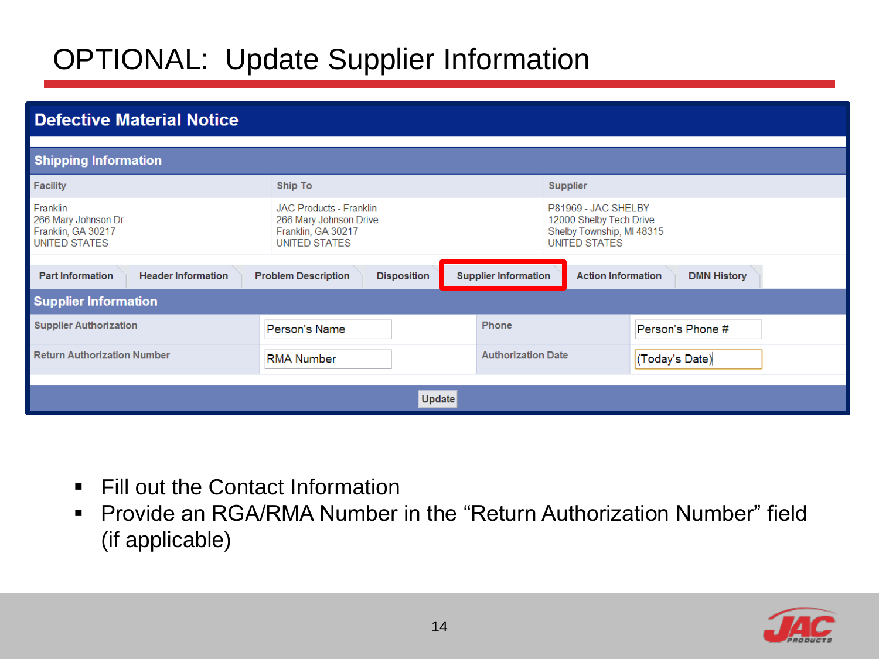# OPTIONAL: Update Supplier Information

## Defective Material Notice

### Shipping Information

| Facility | Ship To | Supplier |
|---|---|---|
| Franklin<br>266 Mary Johnson Dr<br>Franklin, GA 30217<br>UNITED STATES | JAC Products - Franklin<br>266 Mary Johnson Drive<br>Franklin, GA 30217<br>UNITED STATES | P81969 - JAC SHELBY<br>12000 Shelby Tech Drive<br>Shelby Township, MI 48315<br>UNITED STATES |

Part Information | Header Information | Problem Description | Disposition | **Supplier Information** | Action Information | DMN History

### Supplier Information

| Supplier Authorization | Person's Name | Phone | Person's Phone # |
|---|---|---|---|
| Return Authorization Number | RMA Number | Authorization Date | (Today's Date) |

Update

- Fill out the Contact Information
- Provide an RGA/RMA Number in the "Return Authorization Number" field (if applicable)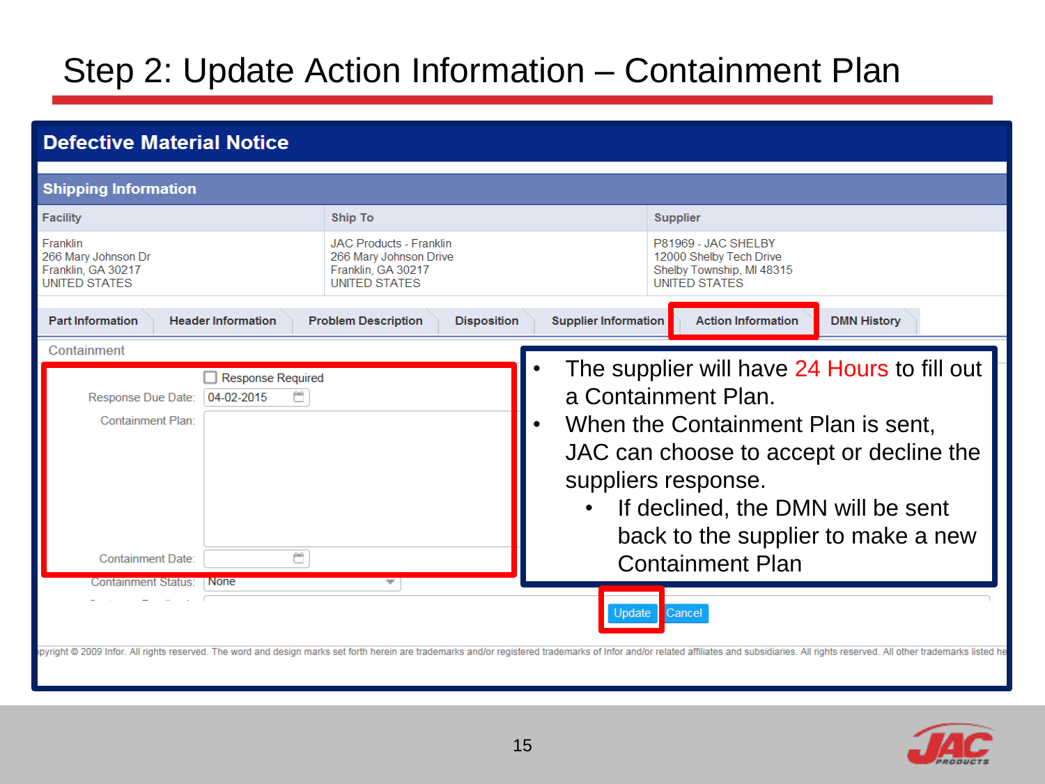# Step 2: Update Action Information – Containment Plan

## Defective Material Notice

### Shipping Information

| Facility | Ship To | Supplier |
|---|---|---|
| Franklin<br>266 Mary Johnson Dr<br>Franklin, GA 30217<br>UNITED STATES | JAC Products - Franklin<br>266 Mary Johnson Drive<br>Franklin, GA 30217<br>UNITED STATES | P81969 - JAC SHELBY<br>12000 Shelby Tech Drive<br>Shelby Township, MI 48315<br>UNITED STATES |

Part Information | Header Information | Problem Description | Disposition | Supplier Information | **Action Information** | DMN History

Containment

- [ ] Response Required

Response Due Date: 04-02-2015

Containment Plan:

Containment Date:

Containment Status: None

- The supplier will have 24 Hours to fill out a Containment Plan.
- When the Containment Plan is sent, JAC can choose to accept or decline the suppliers response.
  - If declined, the DMN will be sent back to the supplier to make a new Containment Plan

Update | Cancel

...pyright © 2009 Infor. All rights reserved. The word and design marks set forth herein are trademarks and/or registered trademarks of Infor and/or related affiliates and subsidiaries. All rights reserved. All other trademarks listed he...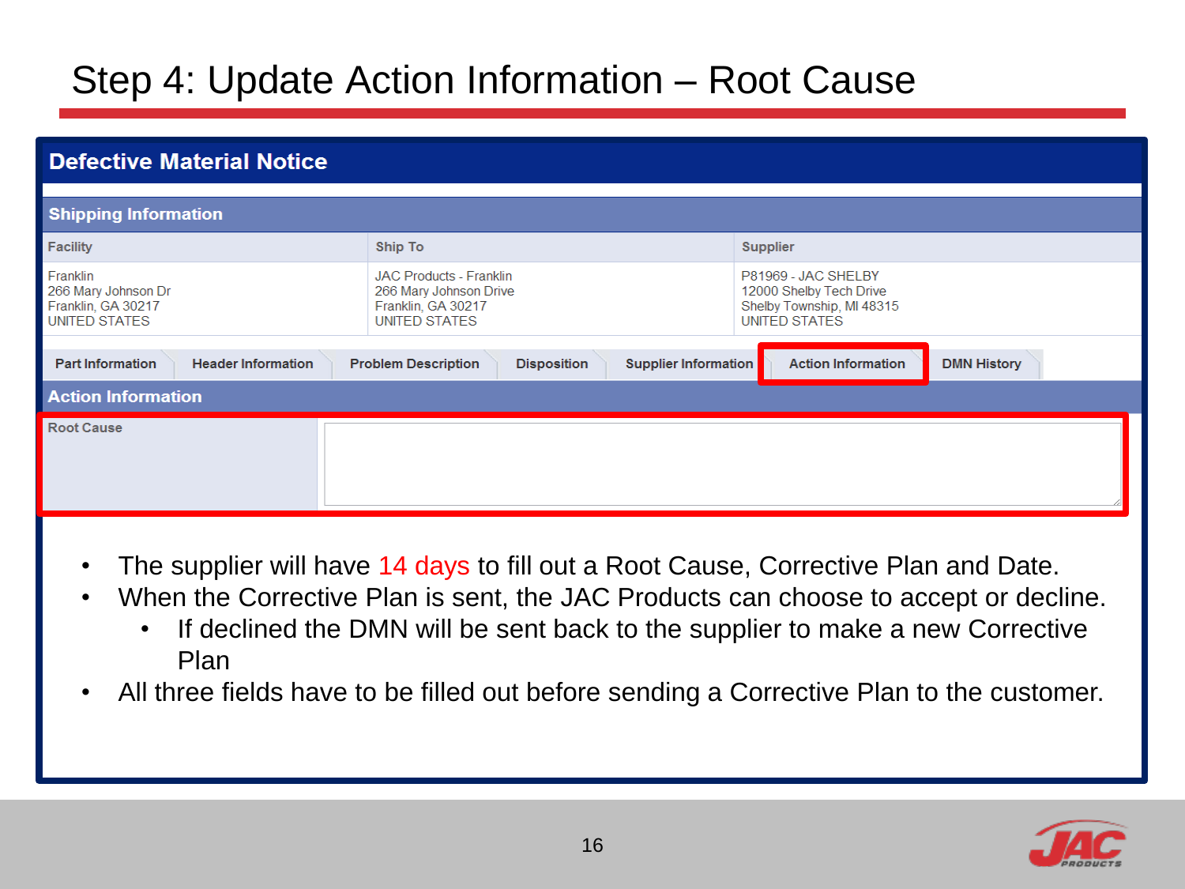# Step 4: Update Action Information – Root Cause

## Defective Material Notice

### Shipping Information

| Facility | Ship To | Supplier |
| --- | --- | --- |
| Franklin<br>266 Mary Johnson Dr<br>Franklin, GA 30217<br>UNITED STATES | JAC Products - Franklin<br>266 Mary Johnson Drive<br>Franklin, GA 30217<br>UNITED STATES | P81969 - JAC SHELBY<br>12000 Shelby Tech Drive<br>Shelby Township, MI 48315<br>UNITED STATES |

Part Information | Header Information | Problem Description | Disposition | Supplier Information | Action Information | DMN History

### Action Information

| Root Cause | |
| --- | --- |

- The supplier will have 14 days to fill out a Root Cause, Corrective Plan and Date.
- When the Corrective Plan is sent, the JAC Products can choose to accept or decline.
  - If declined the DMN will be sent back to the supplier to make a new Corrective Plan
- All three fields have to be filled out before sending a Corrective Plan to the customer.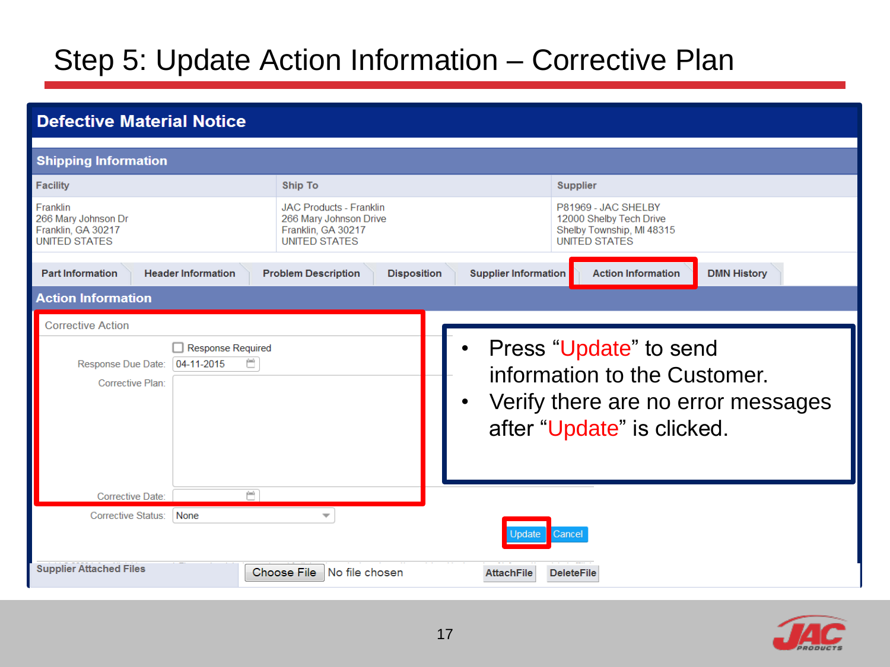# Step 5: Update Action Information – Corrective Plan

## Defective Material Notice

### Shipping Information

| Facility | Ship To | Supplier |
|---|---|---|
| Franklin<br>266 Mary Johnson Dr<br>Franklin, GA 30217<br>UNITED STATES | JAC Products - Franklin<br>266 Mary Johnson Drive<br>Franklin, GA 30217<br>UNITED STATES | P81969 - JAC SHELBY<br>12000 Shelby Tech Drive<br>Shelby Township, MI 48315<br>UNITED STATES |

Part Information | Header Information | Problem Description | Disposition | Supplier Information | Action Information | DMN History

### Action Information

Corrective Action

- [ ] Response Required

Response Due Date: 04-11-2015

Corrective Plan:

Corrective Date:

Corrective Status: None

Update | Cancel

Supplier Attached Files: Choose File | No file chosen | AttachFile | DeleteFile

- Press "Update" to send information to the Customer.
- Verify there are no error messages after "Update" is clicked.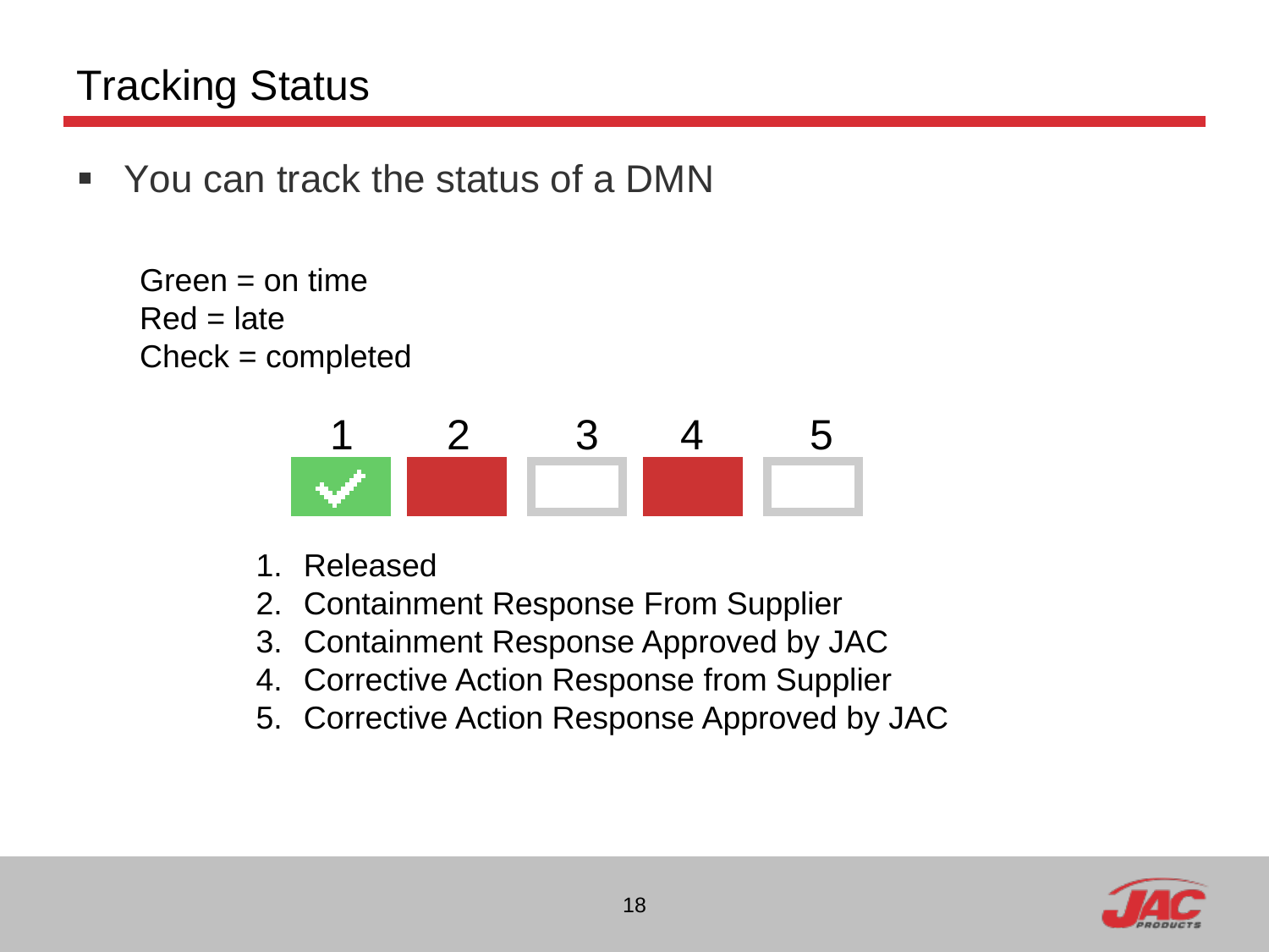# Tracking Status

- You can track the status of a DMN

Green = on time
Red = late
Check = completed

1 2 3 4 5

1. Released
2. Containment Response From Supplier
3. Containment Response Approved by JAC
4. Corrective Action Response from Supplier
5. Corrective Action Response Approved by JAC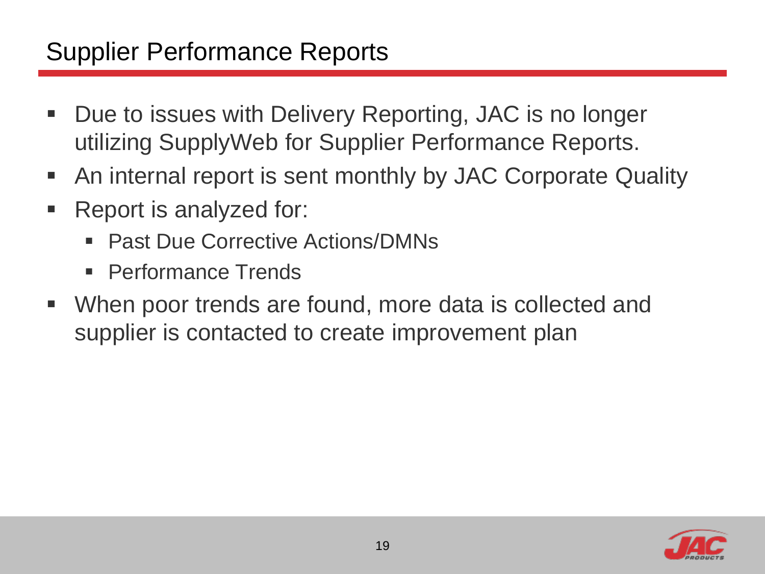# Supplier Performance Reports

- Due to issues with Delivery Reporting, JAC is no longer utilizing SupplyWeb for Supplier Performance Reports.
- An internal report is sent monthly by JAC Corporate Quality
- Report is analyzed for:
  - Past Due Corrective Actions/DMNs
  - Performance Trends
- When poor trends are found, more data is collected and supplier is contacted to create improvement plan